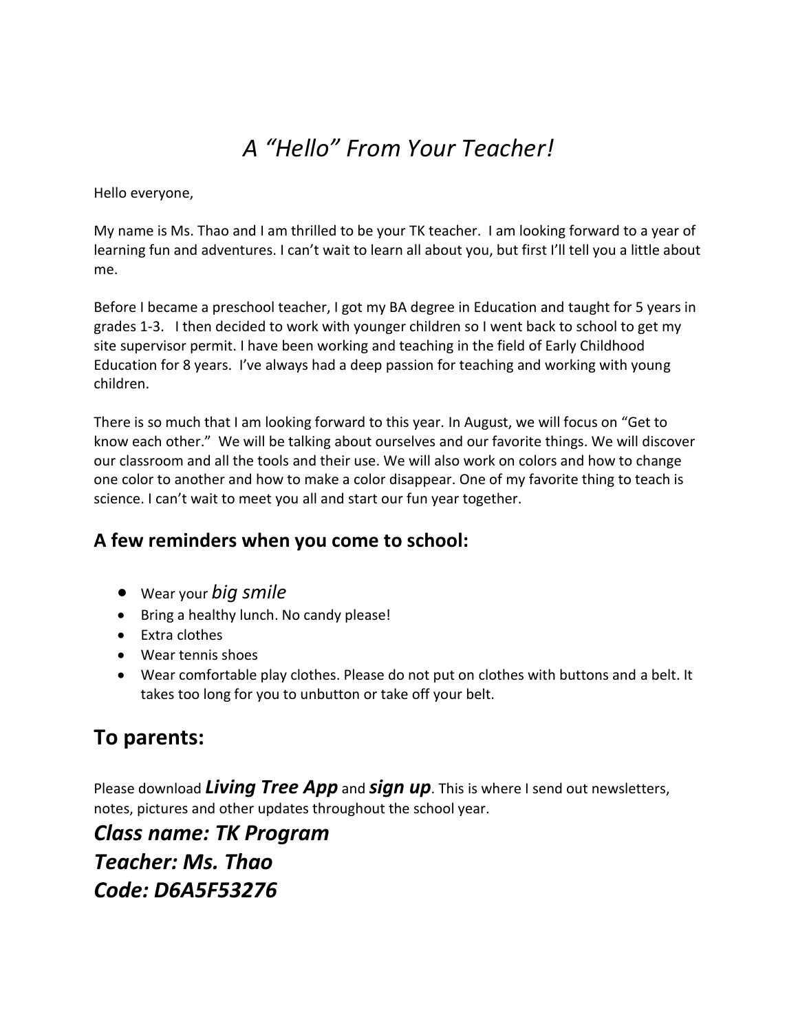# *A "Hello" From Your Teacher!*

Hello everyone,

My name is Ms. Thao and I am thrilled to be your TK teacher. I am looking forward to a year of learning fun and adventures. I can't wait to learn all about you, but first I'll tell you a little about me.

Before I became a preschool teacher, I got my BA degree in Education and taught for 5 years in grades 1-3. I then decided to work with younger children so I went back to school to get my site supervisor permit. I have been working and teaching in the field of Early Childhood Education for 8 years. I've always had a deep passion for teaching and working with young children.

There is so much that I am looking forward to this year. In August, we will focus on "Get to know each other." We will be talking about ourselves and our favorite things. We will discover our classroom and all the tools and their use. We will also work on colors and how to change one color to another and how to make a color disappear. One of my favorite thing to teach is science. I can't wait to meet you all and start our fun year together.

### A few reminders when you come to school:

- Wear your *big smile*
- Bring a healthy lunch. No candy please!
- Extra clothes
- Wear tennis shoes
- Wear comfortable play clothes. Please do not put on clothes with buttons and a belt. It takes too long for you to unbutton or take off your belt.

## To parents:

Please download ***Living Tree App*** and ***sign up***. This is where I send out newsletters, notes, pictures and other updates throughout the school year.

***Class name: TK Program***
***Teacher: Ms. Thao***
***Code: D6A5F53276***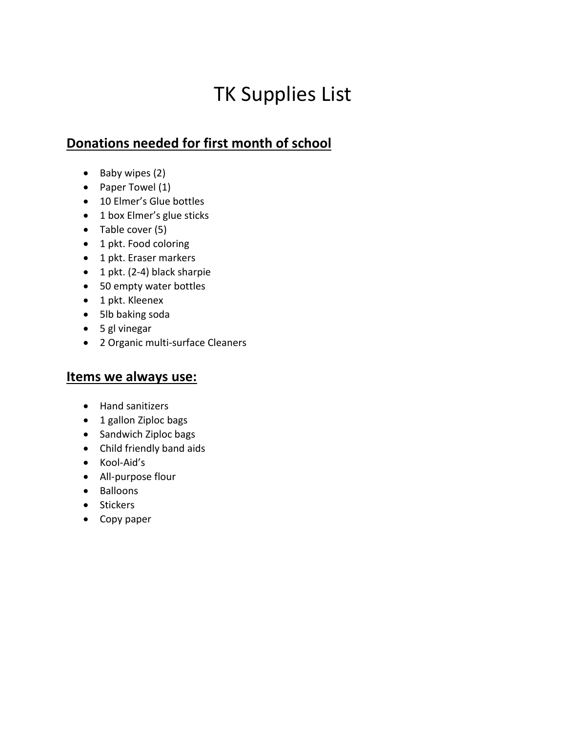# TK Supplies List

## Donations needed for first month of school

- Baby wipes (2)
- Paper Towel (1)
- 10 Elmer's Glue bottles
- 1 box Elmer's glue sticks
- Table cover (5)
- 1 pkt. Food coloring
- 1 pkt. Eraser markers
- 1 pkt. (2-4) black sharpie
- 50 empty water bottles
- 1 pkt. Kleenex
- 5lb baking soda
- 5 gl vinegar
- 2 Organic multi-surface Cleaners

## Items we always use:

- Hand sanitizers
- 1 gallon Ziploc bags
- Sandwich Ziploc bags
- Child friendly band aids
- Kool-Aid's
- All-purpose flour
- Balloons
- Stickers
- Copy paper